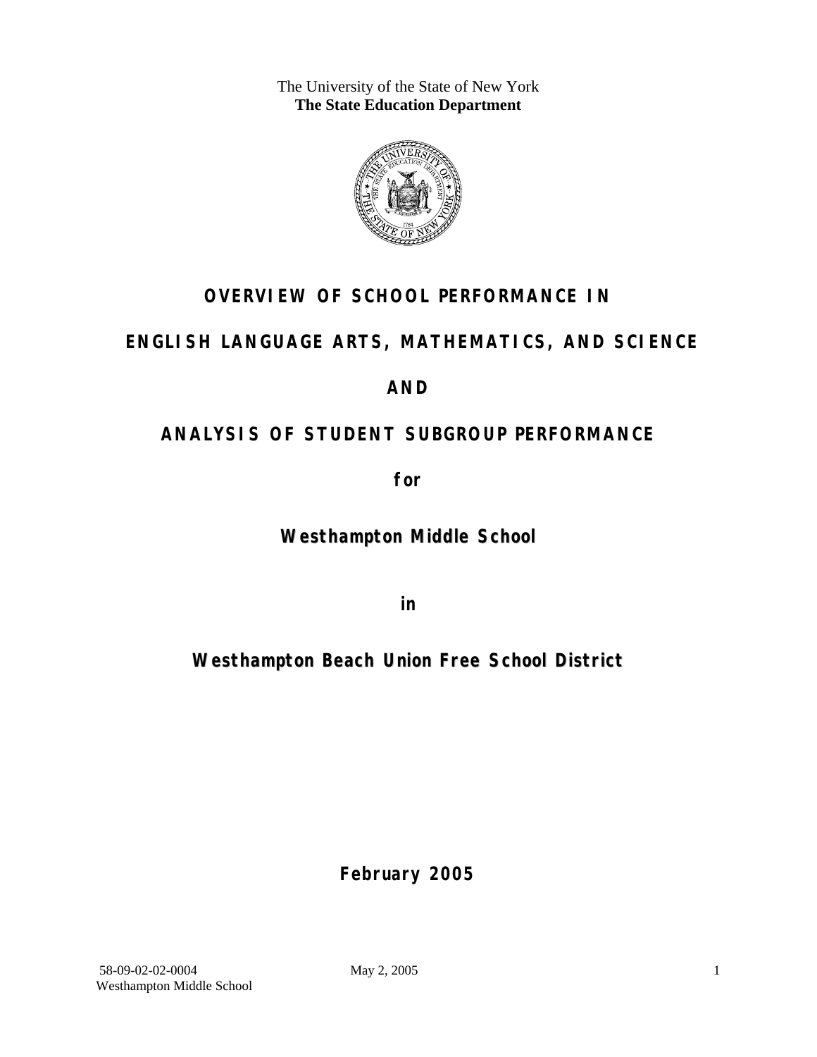The University of the State of New York
**The State Education Department**

# OVERVIEW OF SCHOOL PERFORMANCE IN

# ENGLISH LANGUAGE ARTS, MATHEMATICS, AND SCIENCE

# AND

# ANALYSIS OF STUDENT SUBGROUP PERFORMANCE

**for**

## Westhampton Middle School

**in**

## Westhampton Beach Union Free School District

**February 2005**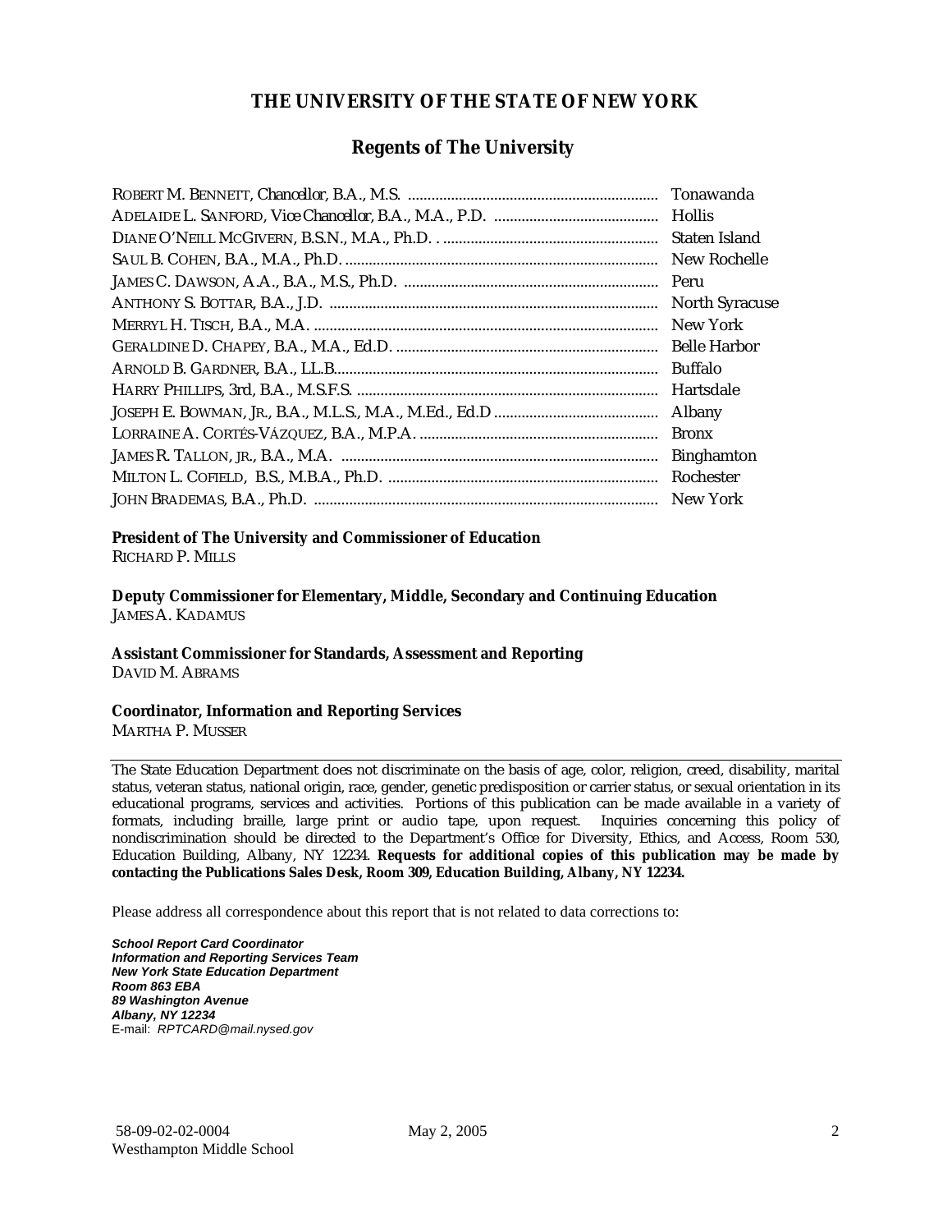## THE UNIVERSITY OF THE STATE OF NEW YORK

### Regents of The University

| | |
|---|---|
| ROBERT M. BENNETT, *Chancellor*, B.A., M.S. | Tonawanda |
| ADELAIDE L. SANFORD, *Vice Chancellor*, B.A., M.A., P.D. | Hollis |
| DIANE O'NEILL MCGIVERN, B.S.N., M.A., Ph.D. | Staten Island |
| SAUL B. COHEN, B.A., M.A., Ph.D. | New Rochelle |
| JAMES C. DAWSON, A.A., B.A., M.S., Ph.D. | Peru |
| ANTHONY S. BOTTAR, B.A., J.D. | North Syracuse |
| MERRYL H. TISCH, B.A., M.A. | New York |
| GERALDINE D. CHAPEY, B.A., M.A., Ed.D. | Belle Harbor |
| ARNOLD B. GARDNER, B.A., LL.B. | Buffalo |
| HARRY PHILLIPS, 3rd, B.A., M.S.F.S. | Hartsdale |
| JOSEPH E. BOWMAN, JR., B.A., M.L.S., M.A., M.Ed., Ed.D | Albany |
| LORRAINE A. CORTÉS-VÁZQUEZ, B.A., M.P.A. | Bronx |
| JAMES R. TALLON, JR., B.A., M.A. | Binghamton |
| MILTON L. COFIELD, B.S., M.B.A., Ph.D. | Rochester |
| JOHN BRADEMAS, B.A., Ph.D. | New York |

**President of The University and Commissioner of Education**
RICHARD P. MILLS

**Deputy Commissioner for Elementary, Middle, Secondary and Continuing Education**
JAMES A. KADAMUS

**Assistant Commissioner for Standards, Assessment and Reporting**
DAVID M. ABRAMS

**Coordinator, Information and Reporting Services**
MARTHA P. MUSSER

---

The State Education Department does not discriminate on the basis of age, color, religion, creed, disability, marital status, veteran status, national origin, race, gender, genetic predisposition or carrier status, or sexual orientation in its educational programs, services and activities. Portions of this publication can be made available in a variety of formats, including braille, large print or audio tape, upon request. Inquiries concerning this policy of nondiscrimination should be directed to the Department's Office for Diversity, Ethics, and Access, Room 530, Education Building, Albany, NY 12234. **Requests for additional copies of this publication may be made by contacting the Publications Sales Desk, Room 309, Education Building, Albany, NY 12234.**

Please address all correspondence about this report that is not related to data corrections to:

***School Report Card Coordinator***
***Information and Reporting Services Team***
***New York State Education Department***
***Room 863 EBA***
***89 Washington Avenue***
***Albany, NY 12234***
E-mail: *RPTCARD@mail.nysed.gov*

58-09-02-02-0004 May 2, 2005
Westhampton Middle School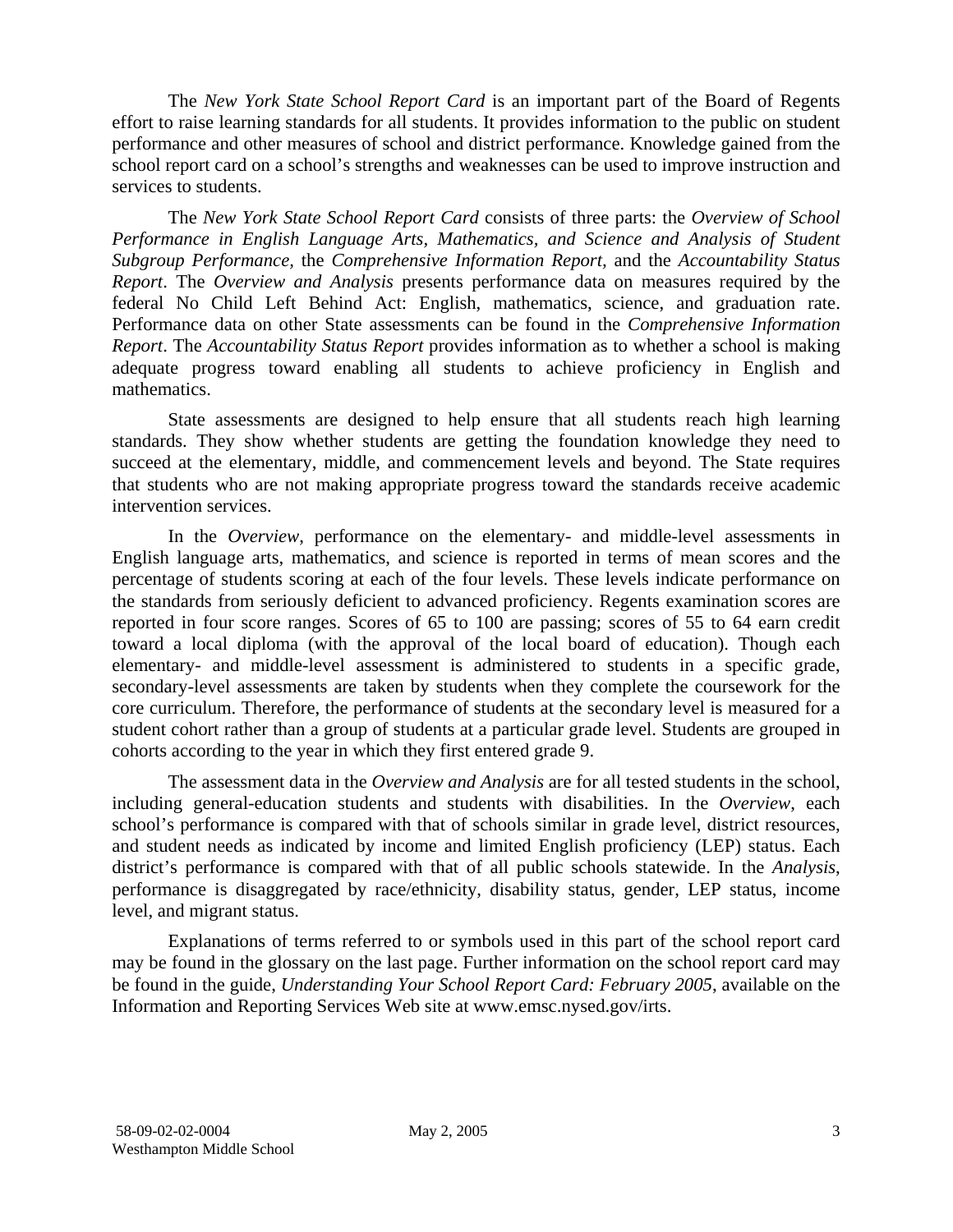The *New York State School Report Card* is an important part of the Board of Regents effort to raise learning standards for all students. It provides information to the public on student performance and other measures of school and district performance. Knowledge gained from the school report card on a school's strengths and weaknesses can be used to improve instruction and services to students.

The *New York State School Report Card* consists of three parts: the *Overview of School Performance in English Language Arts, Mathematics, and Science and Analysis of Student Subgroup Performance,* the *Comprehensive Information Report,* and the *Accountability Status Report*. The *Overview and Analysis* presents performance data on measures required by the federal No Child Left Behind Act: English, mathematics, science, and graduation rate. Performance data on other State assessments can be found in the *Comprehensive Information Report*. The *Accountability Status Report* provides information as to whether a school is making adequate progress toward enabling all students to achieve proficiency in English and mathematics.

State assessments are designed to help ensure that all students reach high learning standards. They show whether students are getting the foundation knowledge they need to succeed at the elementary, middle, and commencement levels and beyond. The State requires that students who are not making appropriate progress toward the standards receive academic intervention services.

In the *Overview*, performance on the elementary- and middle-level assessments in English language arts, mathematics, and science is reported in terms of mean scores and the percentage of students scoring at each of the four levels. These levels indicate performance on the standards from seriously deficient to advanced proficiency. Regents examination scores are reported in four score ranges. Scores of 65 to 100 are passing; scores of 55 to 64 earn credit toward a local diploma (with the approval of the local board of education). Though each elementary- and middle-level assessment is administered to students in a specific grade, secondary-level assessments are taken by students when they complete the coursework for the core curriculum. Therefore, the performance of students at the secondary level is measured for a student cohort rather than a group of students at a particular grade level. Students are grouped in cohorts according to the year in which they first entered grade 9.

The assessment data in the *Overview and Analysis* are for all tested students in the school, including general-education students and students with disabilities. In the *Overview*, each school's performance is compared with that of schools similar in grade level, district resources, and student needs as indicated by income and limited English proficiency (LEP) status. Each district's performance is compared with that of all public schools statewide. In the *Analysis*, performance is disaggregated by race/ethnicity, disability status, gender, LEP status, income level, and migrant status.

Explanations of terms referred to or symbols used in this part of the school report card may be found in the glossary on the last page. Further information on the school report card may be found in the guide, *Understanding Your School Report Card: February 2005*, available on the Information and Reporting Services Web site at www.emsc.nysed.gov/irts.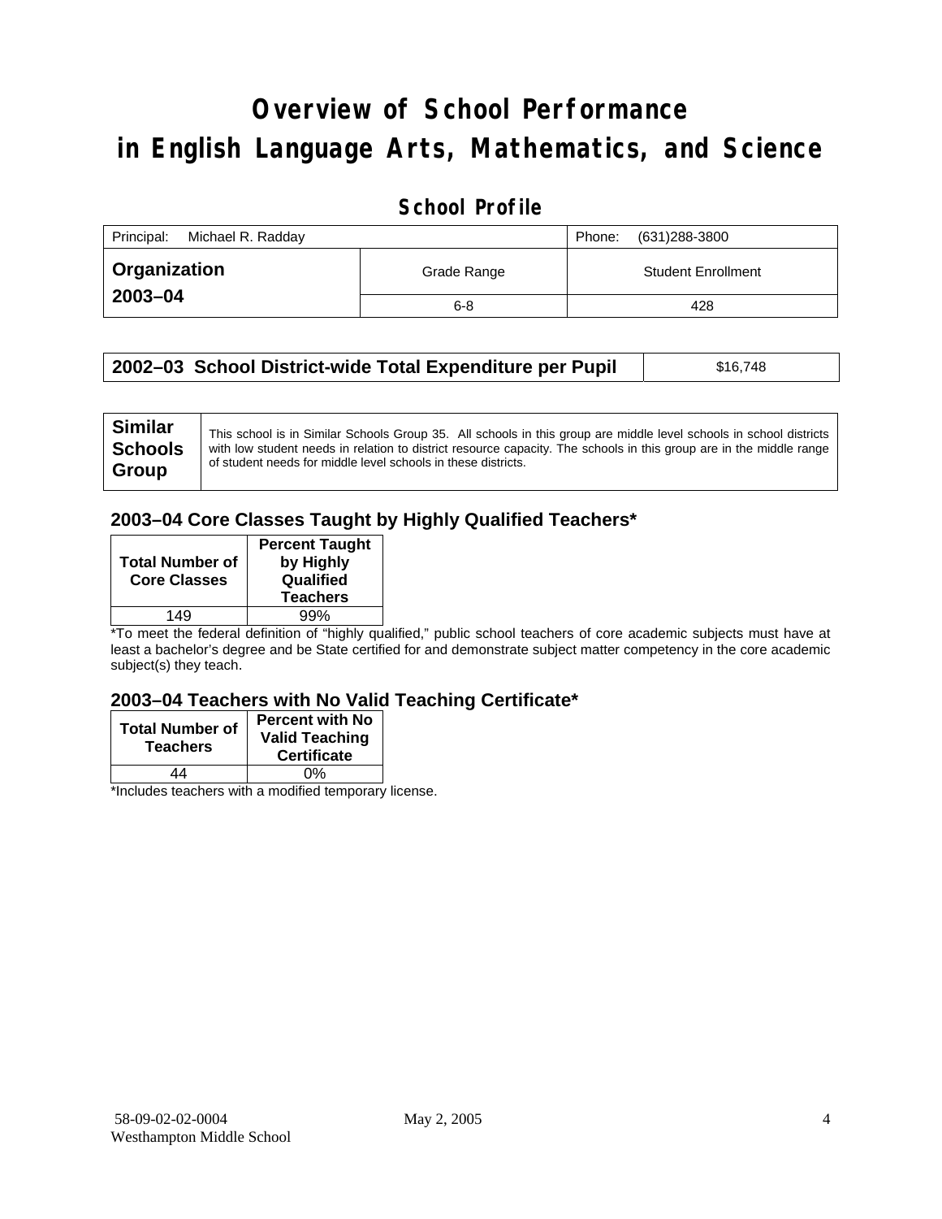# Overview of School Performance in English Language Arts, Mathematics, and Science

## School Profile

| Principal: Michael R. Radday | | Phone: (631)288-3800 |
|---|---|---|
| **Organization 2003–04** | Grade Range | Student Enrollment |
| | 6-8 | 428 |

| **2002–03 School District-wide Total Expenditure per Pupil** | $16,748 |
|---|---|

| **Similar Schools Group** | This school is in Similar Schools Group 35. All schools in this group are middle level schools in school districts with low student needs in relation to district resource capacity. The schools in this group are in the middle range of student needs for middle level schools in these districts. |
|---|---|

### 2003–04 Core Classes Taught by Highly Qualified Teachers*

| Total Number of Core Classes | Percent Taught by Highly Qualified Teachers |
|---|---|
| 149 | 99% |

*To meet the federal definition of "highly qualified," public school teachers of core academic subjects must have at least a bachelor's degree and be State certified for and demonstrate subject matter competency in the core academic subject(s) they teach.

### 2003–04 Teachers with No Valid Teaching Certificate*

| Total Number of Teachers | Percent with No Valid Teaching Certificate |
|---|---|
| 44 | 0% |

*Includes teachers with a modified temporary license.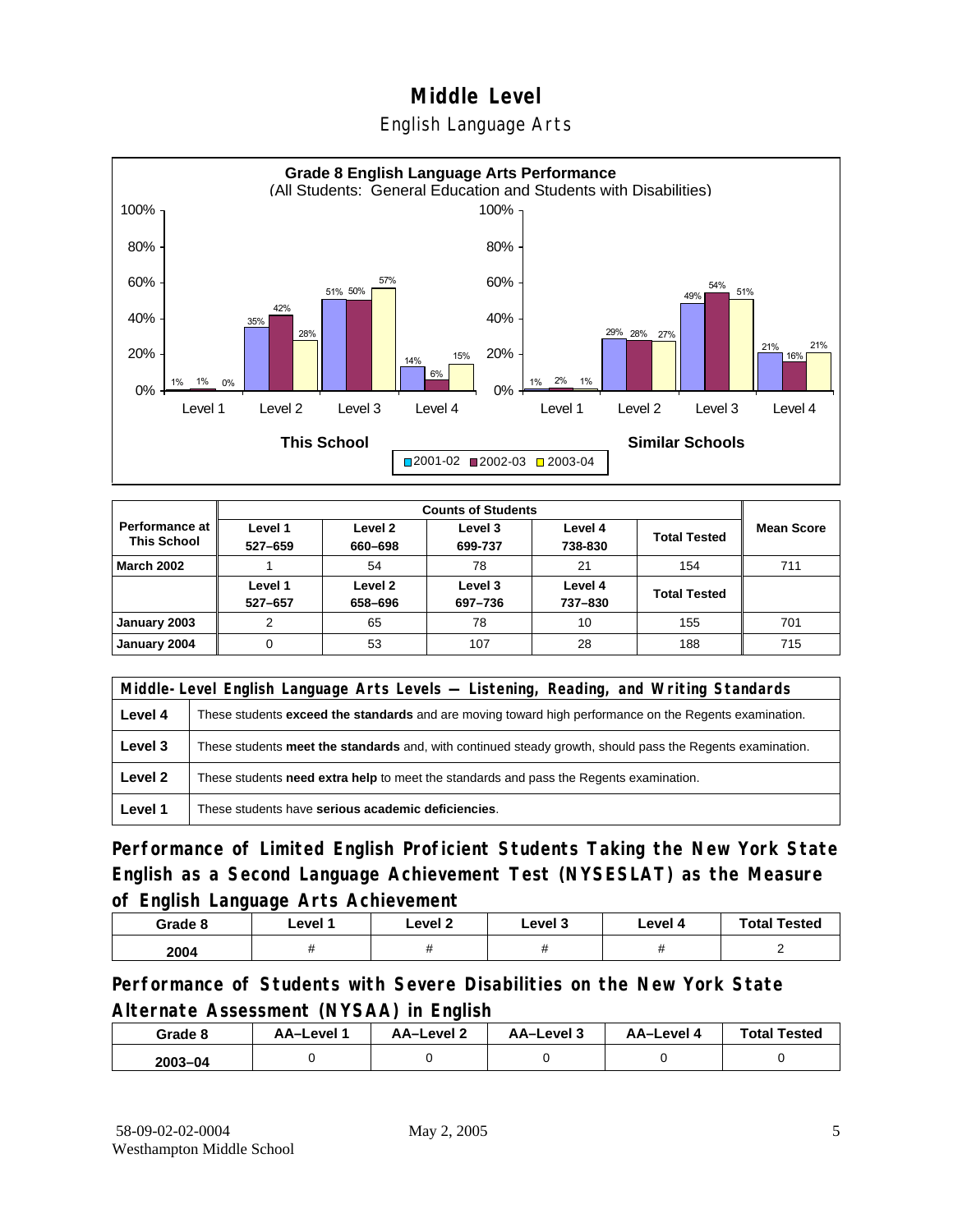# Middle Level

## English Language Arts

**Grade 8 English Language Arts Performance**
(All Students: General Education and Students with Disabilities)

| | This School 2001-02 | This School 2002-03 | This School 2003-04 | Similar Schools 2001-02 | Similar Schools 2002-03 | Similar Schools 2003-04 |
|---|---|---|---|---|---|---|
| Level 1 | 1% | 1% | 0% | 1% | 2% | 1% |
| Level 2 | 35% | 42% | 28% | 29% | 28% | 27% |
| Level 3 | 51% | 50% | 57% | 49% | 54% | 51% |
| Level 4 | 14% | 6% | 15% | 21% | 16% | 21% |

| Performance at This School | Counts of Students | | | | | Mean Score |
|---|---|---|---|---|---|---|
| | Level 1 527–659 | Level 2 660–698 | Level 3 699-737 | Level 4 738-830 | Total Tested | |
| March 2002 | 1 | 54 | 78 | 21 | 154 | 711 |
| | Level 1 527–657 | Level 2 658–696 | Level 3 697–736 | Level 4 737–830 | Total Tested | |
| January 2003 | 2 | 65 | 78 | 10 | 155 | 701 |
| January 2004 | 0 | 53 | 107 | 28 | 188 | 715 |

| Middle-Level English Language Arts Levels — Listening, Reading, and Writing Standards | |
|---|---|
| Level 4 | These students **exceed the standards** and are moving toward high performance on the Regents examination. |
| Level 3 | These students **meet the standards** and, with continued steady growth, should pass the Regents examination. |
| Level 2 | These students **need extra help** to meet the standards and pass the Regents examination. |
| Level 1 | These students have **serious academic deficiencies**. |

## Performance of Limited English Proficient Students Taking the New York State English as a Second Language Achievement Test (NYSESLAT) as the Measure of English Language Arts Achievement

| Grade 8 | Level 1 | Level 2 | Level 3 | Level 4 | Total Tested |
|---|---|---|---|---|---|
| 2004 | # | # | # | # | 2 |

## Performance of Students with Severe Disabilities on the New York State Alternate Assessment (NYSAA) in English

| Grade 8 | AA–Level 1 | AA–Level 2 | AA–Level 3 | AA–Level 4 | Total Tested |
|---|---|---|---|---|---|
| 2003–04 | 0 | 0 | 0 | 0 | 0 |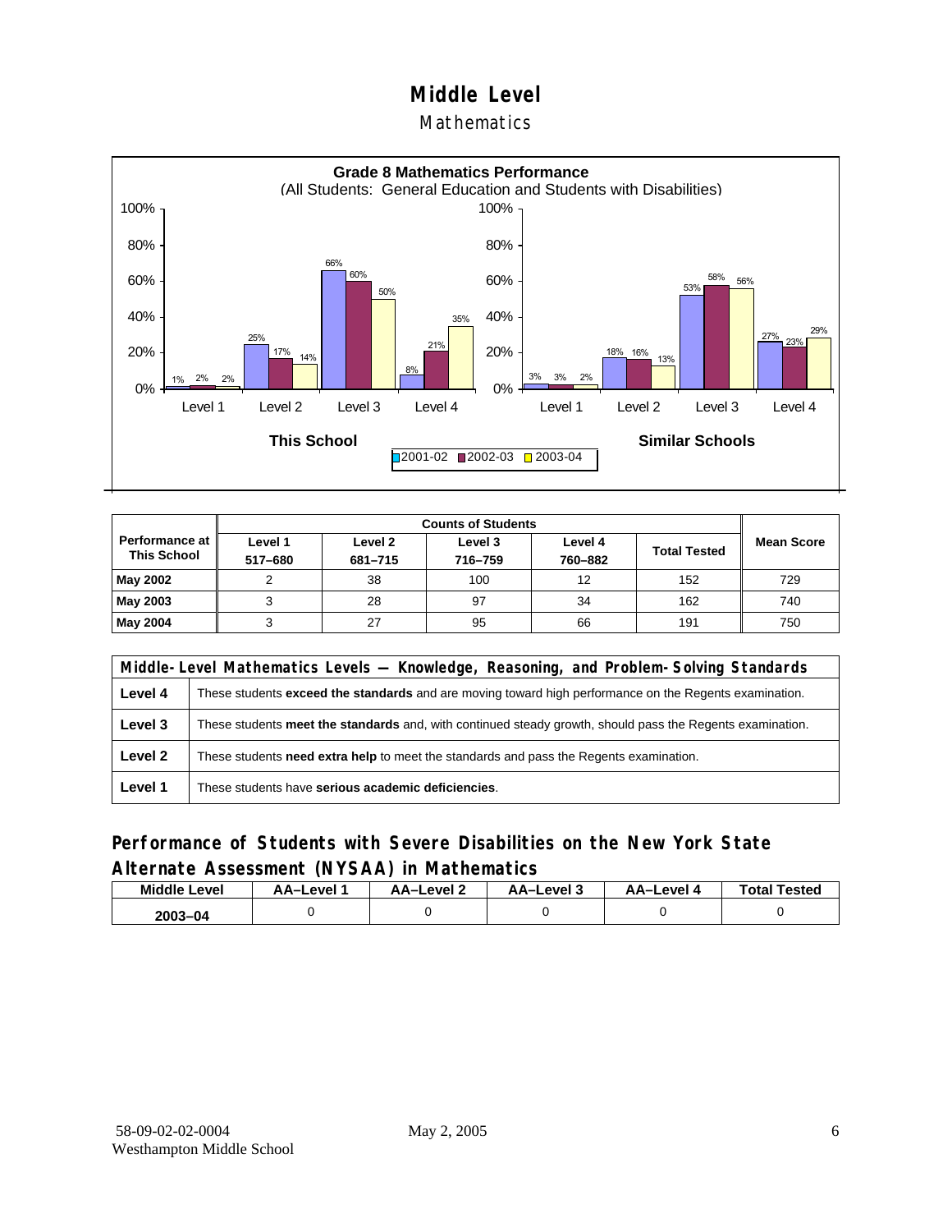# Middle Level

## Mathematics

**Grade 8 Mathematics Performance**
(All Students: General Education and Students with Disabilities)

| | Level 1 | Level 2 | Level 3 | Level 4 |
|---|---|---|---|---|
| **This School** 2001-02 | 1% | 25% | 66% | 8% |
| **This School** 2002-03 | 2% | 17% | 60% | 21% |
| **This School** 2003-04 | 2% | 14% | 50% | 35% |
| **Similar Schools** 2001-02 | 3% | 18% | 53% | 27% |
| **Similar Schools** 2002-03 | 3% | 16% | 58% | 23% |
| **Similar Schools** 2003-04 | 2% | 13% | 56% | 29% |

| Performance at This School | Counts of Students | | | | | Mean Score |
|---|---|---|---|---|---|---|
| | Level 1 517–680 | Level 2 681–715 | Level 3 716–759 | Level 4 760–882 | Total Tested | |
| **May 2002** | 2 | 38 | 100 | 12 | 152 | 729 |
| **May 2003** | 3 | 28 | 97 | 34 | 162 | 740 |
| **May 2004** | 3 | 27 | 95 | 66 | 191 | 750 |

| Middle-Level Mathematics Levels — Knowledge, Reasoning, and Problem-Solving Standards | |
|---|---|
| **Level 4** | These students **exceed the standards** and are moving toward high performance on the Regents examination. |
| **Level 3** | These students **meet the standards** and, with continued steady growth, should pass the Regents examination. |
| **Level 2** | These students **need extra help** to meet the standards and pass the Regents examination. |
| **Level 1** | These students have **serious academic deficiencies**. |

## Performance of Students with Severe Disabilities on the New York State Alternate Assessment (NYSAA) in Mathematics

| Middle Level | AA–Level 1 | AA–Level 2 | AA–Level 3 | AA–Level 4 | Total Tested |
|---|---|---|---|---|---|
| 2003–04 | 0 | 0 | 0 | 0 | 0 |

58-09-02-02-0004 May 2, 2005
Westhampton Middle School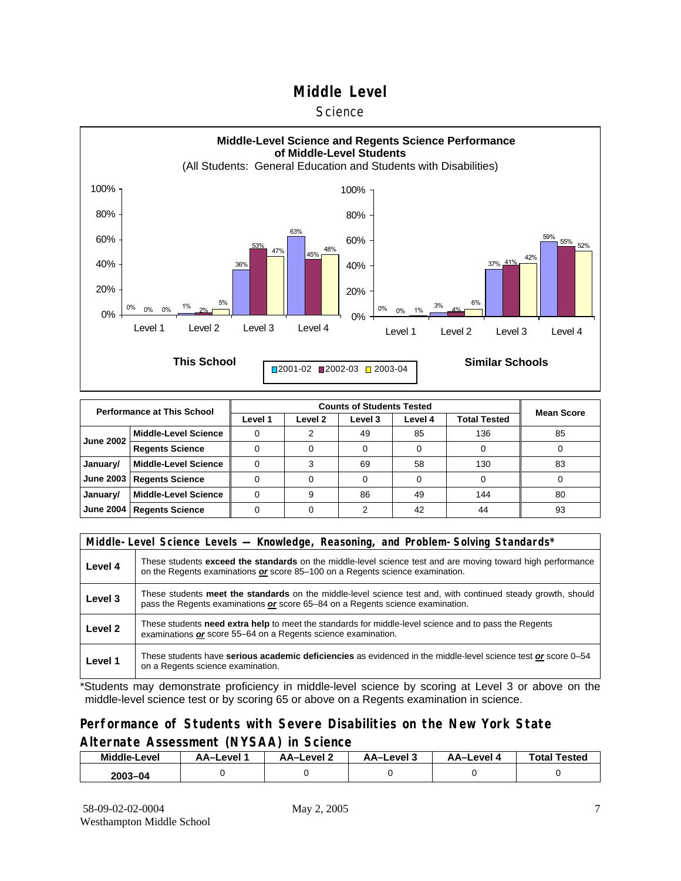# Middle Level

## Science

**Middle-Level Science and Regents Science Performance of Middle-Level Students**

(All Students: General Education and Students with Disabilities)

**This School**

| | 2001-02 | 2002-03 | 2003-04 |
|---|---|---|---|
| Level 1 | 0% | 0% | 0% |
| Level 2 | 1% | 2% | 5% |
| Level 3 | 36% | 53% | 47% |
| Level 4 | 63% | 45% | 48% |

**Similar Schools**

| | 2001-02 | 2002-03 | 2003-04 |
|---|---|---|---|
| Level 1 | 0% | 0% | 1% |
| Level 2 | 3% | 4% | 6% |
| Level 3 | 37% | 41% | 42% |
| Level 4 | 59% | 55% | 52% |

| Performance at This School | | Counts of Students Tested | | | | | Mean Score |
|---|---|---|---|---|---|---|---|
| | | Level 1 | Level 2 | Level 3 | Level 4 | Total Tested | |
| June 2002 | Middle-Level Science | 0 | 2 | 49 | 85 | 136 | 85 |
| | Regents Science | 0 | 0 | 0 | 0 | 0 | 0 |
| January/ June 2003 | Middle-Level Science | 0 | 3 | 69 | 58 | 130 | 83 |
| | Regents Science | 0 | 0 | 0 | 0 | 0 | 0 |
| January/ June 2004 | Middle-Level Science | 0 | 9 | 86 | 49 | 144 | 80 |
| | Regents Science | 0 | 0 | 2 | 42 | 44 | 93 |

| Middle-Level Science Levels — Knowledge, Reasoning, and Problem-Solving Standards* | |
|---|---|
| Level 4 | These students **exceed the standards** on the middle-level science test and are moving toward high performance on the Regents examinations ***or*** score 85–100 on a Regents science examination. |
| Level 3 | These students **meet the standards** on the middle-level science test and, with continued steady growth, should pass the Regents examinations ***or*** score 65–84 on a Regents science examination. |
| Level 2 | These students **need extra help** to meet the standards for middle-level science and to pass the Regents examinations ***or*** score 55–64 on a Regents science examination. |
| Level 1 | These students have **serious academic deficiencies** as evidenced in the middle-level science test ***or*** score 0–54 on a Regents science examination. |

*Students may demonstrate proficiency in middle-level science by scoring at Level 3 or above on the middle-level science test or by scoring 65 or above on a Regents examination in science.

## Performance of Students with Severe Disabilities on the New York State Alternate Assessment (NYSAA) in Science

| Middle-Level | AA–Level 1 | AA–Level 2 | AA–Level 3 | AA–Level 4 | Total Tested |
|---|---|---|---|---|---|
| 2003–04 | 0 | 0 | 0 | 0 | 0 |

58-09-02-02-0004
Westhampton Middle School

May 2, 2005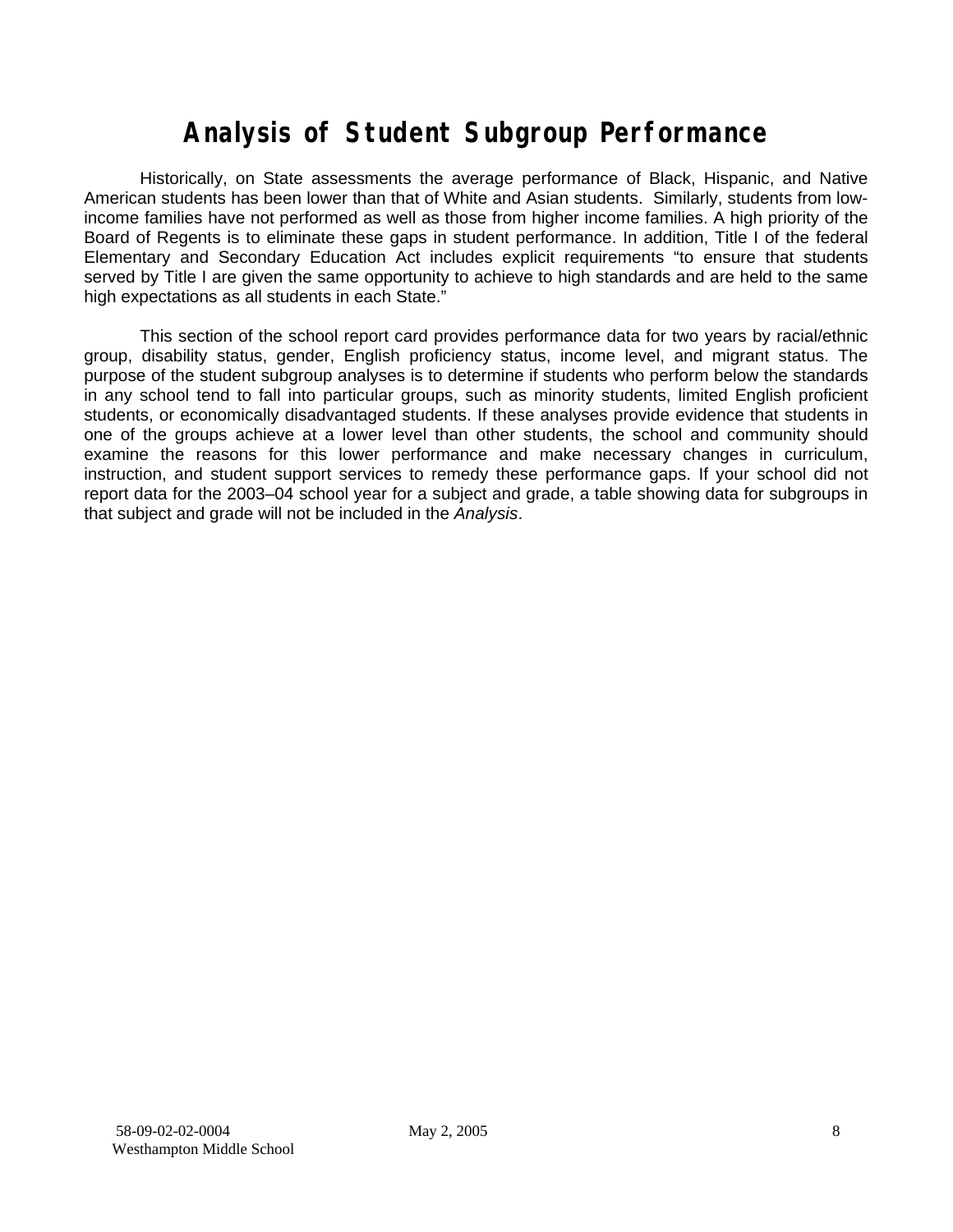# Analysis of Student Subgroup Performance

Historically, on State assessments the average performance of Black, Hispanic, and Native American students has been lower than that of White and Asian students. Similarly, students from low-income families have not performed as well as those from higher income families. A high priority of the Board of Regents is to eliminate these gaps in student performance. In addition, Title I of the federal Elementary and Secondary Education Act includes explicit requirements "to ensure that students served by Title I are given the same opportunity to achieve to high standards and are held to the same high expectations as all students in each State."

This section of the school report card provides performance data for two years by racial/ethnic group, disability status, gender, English proficiency status, income level, and migrant status. The purpose of the student subgroup analyses is to determine if students who perform below the standards in any school tend to fall into particular groups, such as minority students, limited English proficient students, or economically disadvantaged students. If these analyses provide evidence that students in one of the groups achieve at a lower level than other students, the school and community should examine the reasons for this lower performance and make necessary changes in curriculum, instruction, and student support services to remedy these performance gaps. If your school did not report data for the 2003–04 school year for a subject and grade, a table showing data for subgroups in that subject and grade will not be included in the *Analysis*.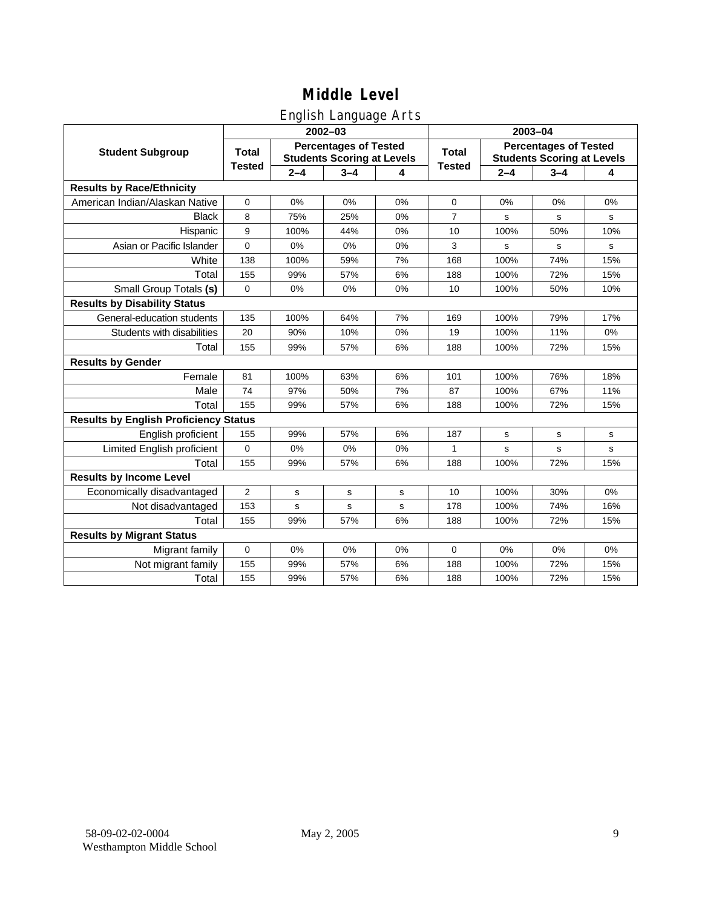# Middle Level

## English Language Arts

| Student Subgroup | 2002–03 Total Tested | 2002–03 Percentages of Tested Students Scoring at Levels 2–4 | 3–4 | 4 | 2003–04 Total Tested | 2003–04 Percentages of Tested Students Scoring at Levels 2–4 | 3–4 | 4 |
|---|---|---|---|---|---|---|---|---|
| **Results by Race/Ethnicity** | | | | | | | | |
| American Indian/Alaskan Native | 0 | 0% | 0% | 0% | 0 | 0% | 0% | 0% |
| Black | 8 | 75% | 25% | 0% | 7 | s | s | s |
| Hispanic | 9 | 100% | 44% | 0% | 10 | 100% | 50% | 10% |
| Asian or Pacific Islander | 0 | 0% | 0% | 0% | 3 | s | s | s |
| White | 138 | 100% | 59% | 7% | 168 | 100% | 74% | 15% |
| Total | 155 | 99% | 57% | 6% | 188 | 100% | 72% | 15% |
| Small Group Totals **(s)** | 0 | 0% | 0% | 0% | 10 | 100% | 50% | 10% |
| **Results by Disability Status** | | | | | | | | |
| General-education students | 135 | 100% | 64% | 7% | 169 | 100% | 79% | 17% |
| Students with disabilities | 20 | 90% | 10% | 0% | 19 | 100% | 11% | 0% |
| Total | 155 | 99% | 57% | 6% | 188 | 100% | 72% | 15% |
| **Results by Gender** | | | | | | | | |
| Female | 81 | 100% | 63% | 6% | 101 | 100% | 76% | 18% |
| Male | 74 | 97% | 50% | 7% | 87 | 100% | 67% | 11% |
| Total | 155 | 99% | 57% | 6% | 188 | 100% | 72% | 15% |
| **Results by English Proficiency Status** | | | | | | | | |
| English proficient | 155 | 99% | 57% | 6% | 187 | s | s | s |
| Limited English proficient | 0 | 0% | 0% | 0% | 1 | s | s | s |
| Total | 155 | 99% | 57% | 6% | 188 | 100% | 72% | 15% |
| **Results by Income Level** | | | | | | | | |
| Economically disadvantaged | 2 | s | s | s | 10 | 100% | 30% | 0% |
| Not disadvantaged | 153 | s | s | s | 178 | 100% | 74% | 16% |
| Total | 155 | 99% | 57% | 6% | 188 | 100% | 72% | 15% |
| **Results by Migrant Status** | | | | | | | | |
| Migrant family | 0 | 0% | 0% | 0% | 0 | 0% | 0% | 0% |
| Not migrant family | 155 | 99% | 57% | 6% | 188 | 100% | 72% | 15% |
| Total | 155 | 99% | 57% | 6% | 188 | 100% | 72% | 15% |

58-09-02-02-0004
Westhampton Middle School

May 2, 2005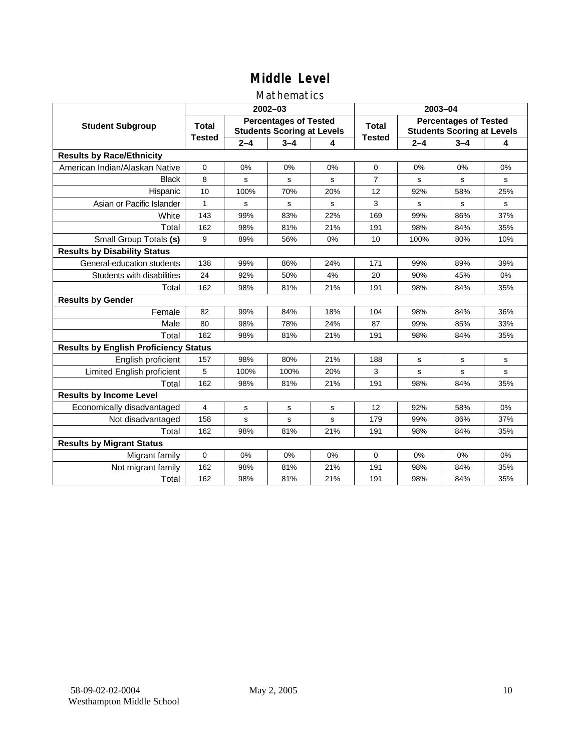# Middle Level

## Mathematics

| Student Subgroup | 2002–03 | | | | 2003–04 | | | |
|---|---|---|---|---|---|---|---|---|
| | Total Tested | Percentages of Tested Students Scoring at Levels | | | Total Tested | Percentages of Tested Students Scoring at Levels | | |
| | | 2–4 | 3–4 | 4 | | 2–4 | 3–4 | 4 |
| **Results by Race/Ethnicity** | | | | | | | | |
| American Indian/Alaskan Native | 0 | 0% | 0% | 0% | 0 | 0% | 0% | 0% |
| Black | 8 | s | s | s | 7 | s | s | s |
| Hispanic | 10 | 100% | 70% | 20% | 12 | 92% | 58% | 25% |
| Asian or Pacific Islander | 1 | s | s | s | 3 | s | s | s |
| White | 143 | 99% | 83% | 22% | 169 | 99% | 86% | 37% |
| Total | 162 | 98% | 81% | 21% | 191 | 98% | 84% | 35% |
| Small Group Totals **(s)** | 9 | 89% | 56% | 0% | 10 | 100% | 80% | 10% |
| **Results by Disability Status** | | | | | | | | |
| General-education students | 138 | 99% | 86% | 24% | 171 | 99% | 89% | 39% |
| Students with disabilities | 24 | 92% | 50% | 4% | 20 | 90% | 45% | 0% |
| Total | 162 | 98% | 81% | 21% | 191 | 98% | 84% | 35% |
| **Results by Gender** | | | | | | | | |
| Female | 82 | 99% | 84% | 18% | 104 | 98% | 84% | 36% |
| Male | 80 | 98% | 78% | 24% | 87 | 99% | 85% | 33% |
| Total | 162 | 98% | 81% | 21% | 191 | 98% | 84% | 35% |
| **Results by English Proficiency Status** | | | | | | | | |
| English proficient | 157 | 98% | 80% | 21% | 188 | s | s | s |
| Limited English proficient | 5 | 100% | 100% | 20% | 3 | s | s | s |
| Total | 162 | 98% | 81% | 21% | 191 | 98% | 84% | 35% |
| **Results by Income Level** | | | | | | | | |
| Economically disadvantaged | 4 | s | s | s | 12 | 92% | 58% | 0% |
| Not disadvantaged | 158 | s | s | s | 179 | 99% | 86% | 37% |
| Total | 162 | 98% | 81% | 21% | 191 | 98% | 84% | 35% |
| **Results by Migrant Status** | | | | | | | | |
| Migrant family | 0 | 0% | 0% | 0% | 0 | 0% | 0% | 0% |
| Not migrant family | 162 | 98% | 81% | 21% | 191 | 98% | 84% | 35% |
| Total | 162 | 98% | 81% | 21% | 191 | 98% | 84% | 35% |

58-09-02-02-0004
Westhampton Middle School

May 2, 2005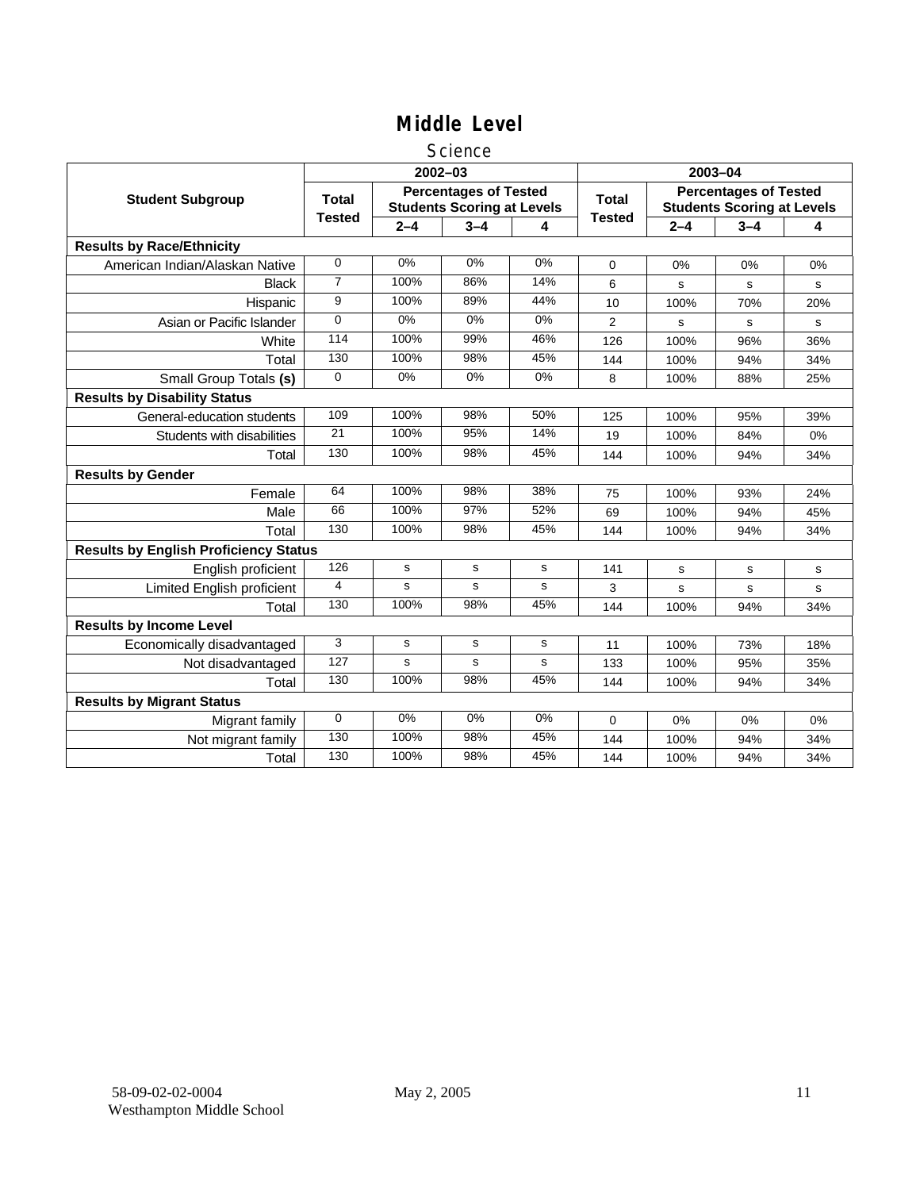# Middle Level

## Science

| Student Subgroup | 2002–03 | | | | 2003–04 | | | |
|---|---|---|---|---|---|---|---|---|
| | Total Tested | Percentages of Tested Students Scoring at Levels | | | Total Tested | Percentages of Tested Students Scoring at Levels | | |
| | | 2–4 | 3–4 | 4 | | 2–4 | 3–4 | 4 |
| **Results by Race/Ethnicity** | | | | | | | | |
| American Indian/Alaskan Native | 0 | 0% | 0% | 0% | 0 | 0% | 0% | 0% |
| Black | 7 | 100% | 86% | 14% | 6 | s | s | s |
| Hispanic | 9 | 100% | 89% | 44% | 10 | 100% | 70% | 20% |
| Asian or Pacific Islander | 0 | 0% | 0% | 0% | 2 | s | s | s |
| White | 114 | 100% | 99% | 46% | 126 | 100% | 96% | 36% |
| Total | 130 | 100% | 98% | 45% | 144 | 100% | 94% | 34% |
| Small Group Totals **(s)** | 0 | 0% | 0% | 0% | 8 | 100% | 88% | 25% |
| **Results by Disability Status** | | | | | | | | |
| General-education students | 109 | 100% | 98% | 50% | 125 | 100% | 95% | 39% |
| Students with disabilities | 21 | 100% | 95% | 14% | 19 | 100% | 84% | 0% |
| Total | 130 | 100% | 98% | 45% | 144 | 100% | 94% | 34% |
| **Results by Gender** | | | | | | | | |
| Female | 64 | 100% | 98% | 38% | 75 | 100% | 93% | 24% |
| Male | 66 | 100% | 97% | 52% | 69 | 100% | 94% | 45% |
| Total | 130 | 100% | 98% | 45% | 144 | 100% | 94% | 34% |
| **Results by English Proficiency Status** | | | | | | | | |
| English proficient | 126 | s | s | s | 141 | s | s | s |
| Limited English proficient | 4 | s | s | s | 3 | s | s | s |
| Total | 130 | 100% | 98% | 45% | 144 | 100% | 94% | 34% |
| **Results by Income Level** | | | | | | | | |
| Economically disadvantaged | 3 | s | s | s | 11 | 100% | 73% | 18% |
| Not disadvantaged | 127 | s | s | s | 133 | 100% | 95% | 35% |
| Total | 130 | 100% | 98% | 45% | 144 | 100% | 94% | 34% |
| **Results by Migrant Status** | | | | | | | | |
| Migrant family | 0 | 0% | 0% | 0% | 0 | 0% | 0% | 0% |
| Not migrant family | 130 | 100% | 98% | 45% | 144 | 100% | 94% | 34% |
| Total | 130 | 100% | 98% | 45% | 144 | 100% | 94% | 34% |

58-09-02-02-0004 Westhampton Middle School May 2, 2005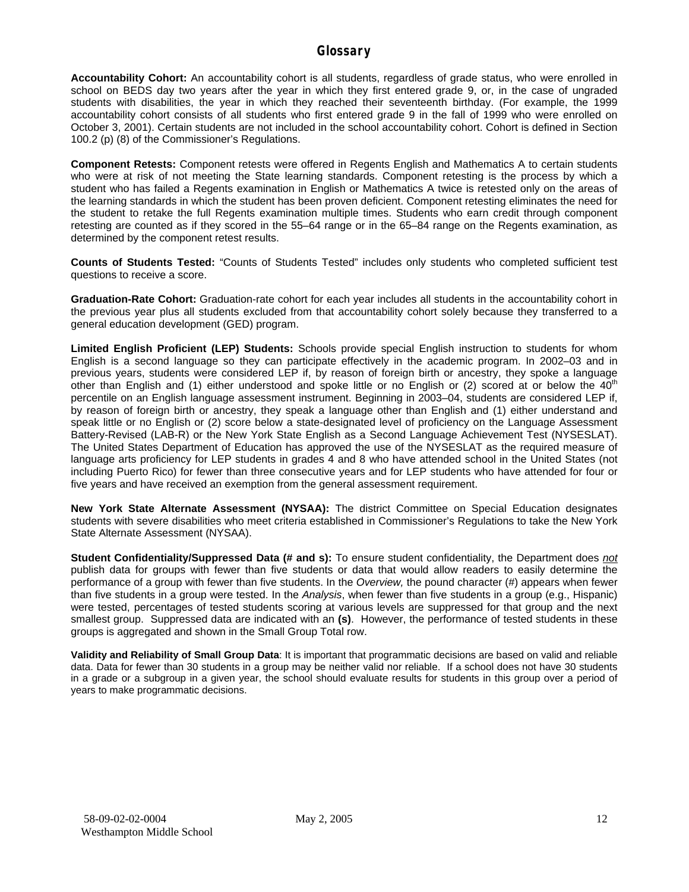# Glossary

**Accountability Cohort:** An accountability cohort is all students, regardless of grade status, who were enrolled in school on BEDS day two years after the year in which they first entered grade 9, or, in the case of ungraded students with disabilities, the year in which they reached their seventeenth birthday. (For example, the 1999 accountability cohort consists of all students who first entered grade 9 in the fall of 1999 who were enrolled on October 3, 2001). Certain students are not included in the school accountability cohort. Cohort is defined in Section 100.2 (p) (8) of the Commissioner's Regulations.

**Component Retests:** Component retests were offered in Regents English and Mathematics A to certain students who were at risk of not meeting the State learning standards. Component retesting is the process by which a student who has failed a Regents examination in English or Mathematics A twice is retested only on the areas of the learning standards in which the student has been proven deficient. Component retesting eliminates the need for the student to retake the full Regents examination multiple times. Students who earn credit through component retesting are counted as if they scored in the 55–64 range or in the 65–84 range on the Regents examination, as determined by the component retest results.

**Counts of Students Tested:** "Counts of Students Tested" includes only students who completed sufficient test questions to receive a score.

**Graduation-Rate Cohort:** Graduation-rate cohort for each year includes all students in the accountability cohort in the previous year plus all students excluded from that accountability cohort solely because they transferred to a general education development (GED) program.

**Limited English Proficient (LEP) Students:** Schools provide special English instruction to students for whom English is a second language so they can participate effectively in the academic program. In 2002–03 and in previous years, students were considered LEP if, by reason of foreign birth or ancestry, they spoke a language other than English and (1) either understood and spoke little or no English or (2) scored at or below the 40th percentile on an English language assessment instrument. Beginning in 2003–04, students are considered LEP if, by reason of foreign birth or ancestry, they speak a language other than English and (1) either understand and speak little or no English or (2) score below a state-designated level of proficiency on the Language Assessment Battery-Revised (LAB-R) or the New York State English as a Second Language Achievement Test (NYSESLAT). The United States Department of Education has approved the use of the NYSESLAT as the required measure of language arts proficiency for LEP students in grades 4 and 8 who have attended school in the United States (not including Puerto Rico) for fewer than three consecutive years and for LEP students who have attended for four or five years and have received an exemption from the general assessment requirement.

**New York State Alternate Assessment (NYSAA):** The district Committee on Special Education designates students with severe disabilities who meet criteria established in Commissioner's Regulations to take the New York State Alternate Assessment (NYSAA).

**Student Confidentiality/Suppressed Data (# and s):** To ensure student confidentiality, the Department does *not* publish data for groups with fewer than five students or data that would allow readers to easily determine the performance of a group with fewer than five students. In the *Overview,* the pound character (#) appears when fewer than five students in a group were tested. In the *Analysis*, when fewer than five students in a group (e.g., Hispanic) were tested, percentages of tested students scoring at various levels are suppressed for that group and the next smallest group. Suppressed data are indicated with an **(s)**. However, the performance of tested students in these groups is aggregated and shown in the Small Group Total row.

**Validity and Reliability of Small Group Data**: It is important that programmatic decisions are based on valid and reliable data. Data for fewer than 30 students in a group may be neither valid nor reliable. If a school does not have 30 students in a grade or a subgroup in a given year, the school should evaluate results for students in this group over a period of years to make programmatic decisions.